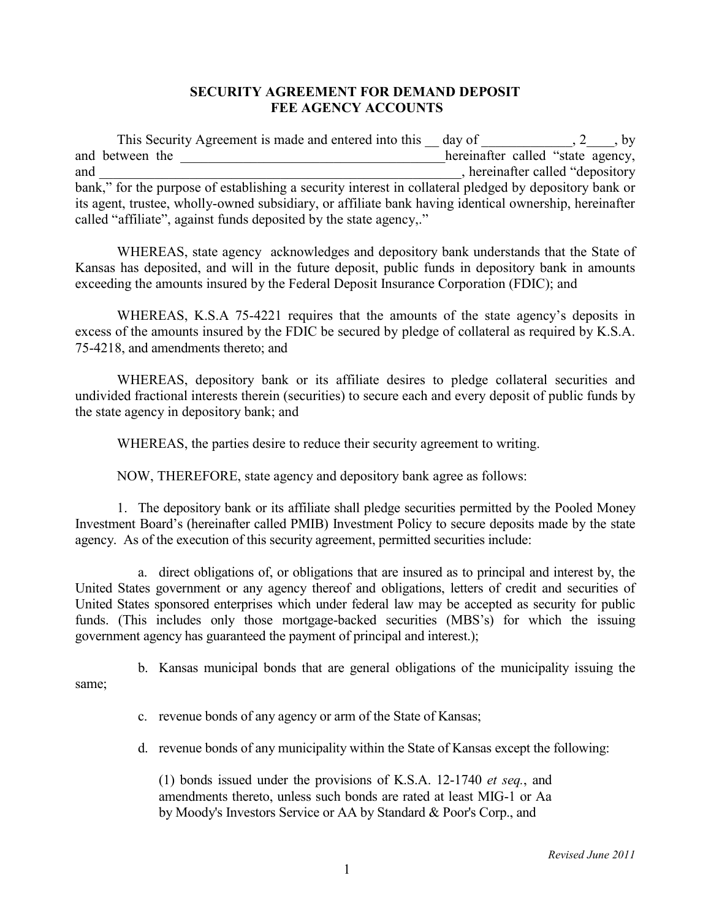# SECURITY AGREEMENT FOR DEMAND DEPOSIT FEE AGENCY ACCOUNTS

This Security Agreement is made and entered into this __ day of _____________, 2____, by and between the _______________________________________hereinafter called "state agency, and __________________________________________________, hereinafter called "depository bank," for the purpose of establishing a security interest in collateral pledged by depository bank or its agent, trustee, wholly-owned subsidiary, or affiliate bank having identical ownership, hereinafter called "affiliate", against funds deposited by the state agency,."

WHEREAS, state agency acknowledges and depository bank understands that the State of Kansas has deposited, and will in the future deposit, public funds in depository bank in amounts exceeding the amounts insured by the Federal Deposit Insurance Corporation (FDIC); and

WHEREAS, K.S.A 75-4221 requires that the amounts of the state agency's deposits in excess of the amounts insured by the FDIC be secured by pledge of collateral as required by K.S.A. 75-4218, and amendments thereto; and

WHEREAS, depository bank or its affiliate desires to pledge collateral securities and undivided fractional interests therein (securities) to secure each and every deposit of public funds by the state agency in depository bank; and

WHEREAS, the parties desire to reduce their security agreement to writing.

NOW, THEREFORE, state agency and depository bank agree as follows:

1. The depository bank or its affiliate shall pledge securities permitted by the Pooled Money Investment Board's (hereinafter called PMIB) Investment Policy to secure deposits made by the state agency. As of the execution of this security agreement, permitted securities include:

   a. direct obligations of, or obligations that are insured as to principal and interest by, the United States government or any agency thereof and obligations, letters of credit and securities of United States sponsored enterprises which under federal law may be accepted as security for public funds. (This includes only those mortgage-backed securities (MBS's) for which the issuing government agency has guaranteed the payment of principal and interest.);

   b. Kansas municipal bonds that are general obligations of the municipality issuing the same;

   c. revenue bonds of any agency or arm of the State of Kansas;

   d. revenue bonds of any municipality within the State of Kansas except the following:

      (1) bonds issued under the provisions of K.S.A. 12-1740 *et seq.*, and amendments thereto, unless such bonds are rated at least MIG-1 or Aa by Moody's Investors Service or AA by Standard & Poor's Corp., and

*Revised June 2011*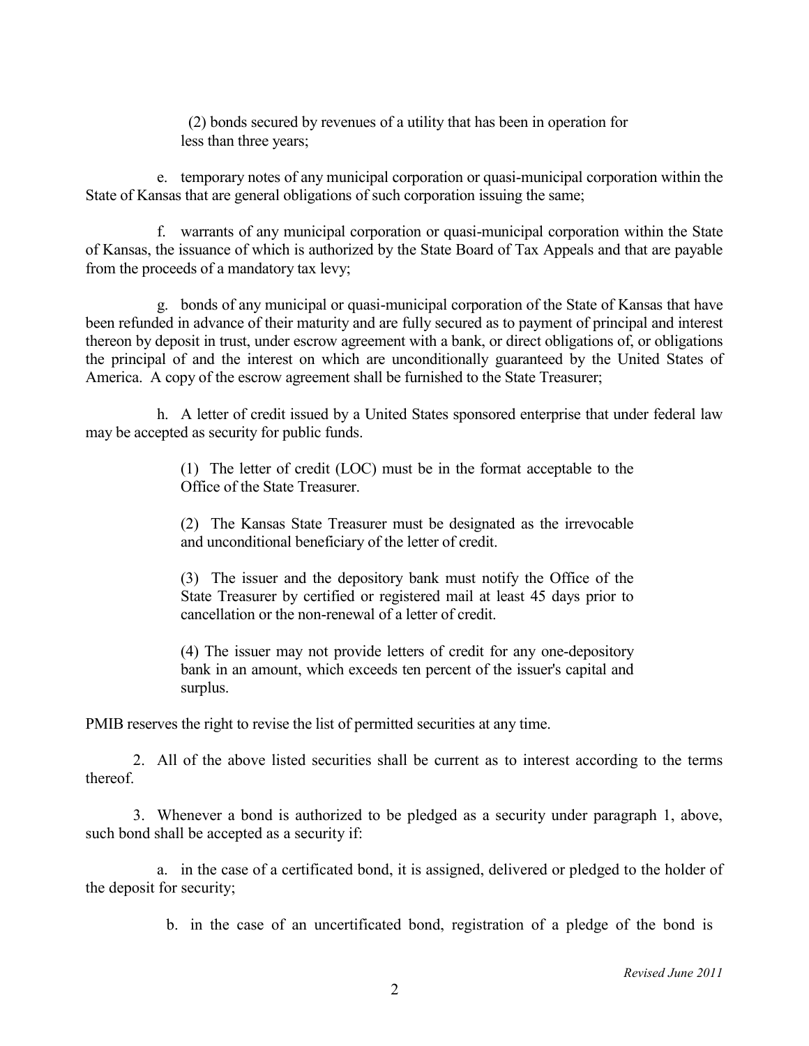(2) bonds secured by revenues of a utility that has been in operation for less than three years;

e. temporary notes of any municipal corporation or quasi-municipal corporation within the State of Kansas that are general obligations of such corporation issuing the same;

f. warrants of any municipal corporation or quasi-municipal corporation within the State of Kansas, the issuance of which is authorized by the State Board of Tax Appeals and that are payable from the proceeds of a mandatory tax levy;

g. bonds of any municipal or quasi-municipal corporation of the State of Kansas that have been refunded in advance of their maturity and are fully secured as to payment of principal and interest thereon by deposit in trust, under escrow agreement with a bank, or direct obligations of, or obligations the principal of and the interest on which are unconditionally guaranteed by the United States of America. A copy of the escrow agreement shall be furnished to the State Treasurer;

h. A letter of credit issued by a United States sponsored enterprise that under federal law may be accepted as security for public funds.

(1) The letter of credit (LOC) must be in the format acceptable to the Office of the State Treasurer.

(2) The Kansas State Treasurer must be designated as the irrevocable and unconditional beneficiary of the letter of credit.

(3) The issuer and the depository bank must notify the Office of the State Treasurer by certified or registered mail at least 45 days prior to cancellation or the non-renewal of a letter of credit.

(4) The issuer may not provide letters of credit for any one-depository bank in an amount, which exceeds ten percent of the issuer's capital and surplus.

PMIB reserves the right to revise the list of permitted securities at any time.

2. All of the above listed securities shall be current as to interest according to the terms thereof.

3. Whenever a bond is authorized to be pledged as a security under paragraph 1, above, such bond shall be accepted as a security if:

a. in the case of a certificated bond, it is assigned, delivered or pledged to the holder of the deposit for security;

b. in the case of an uncertificated bond, registration of a pledge of the bond is

*Revised June 2011*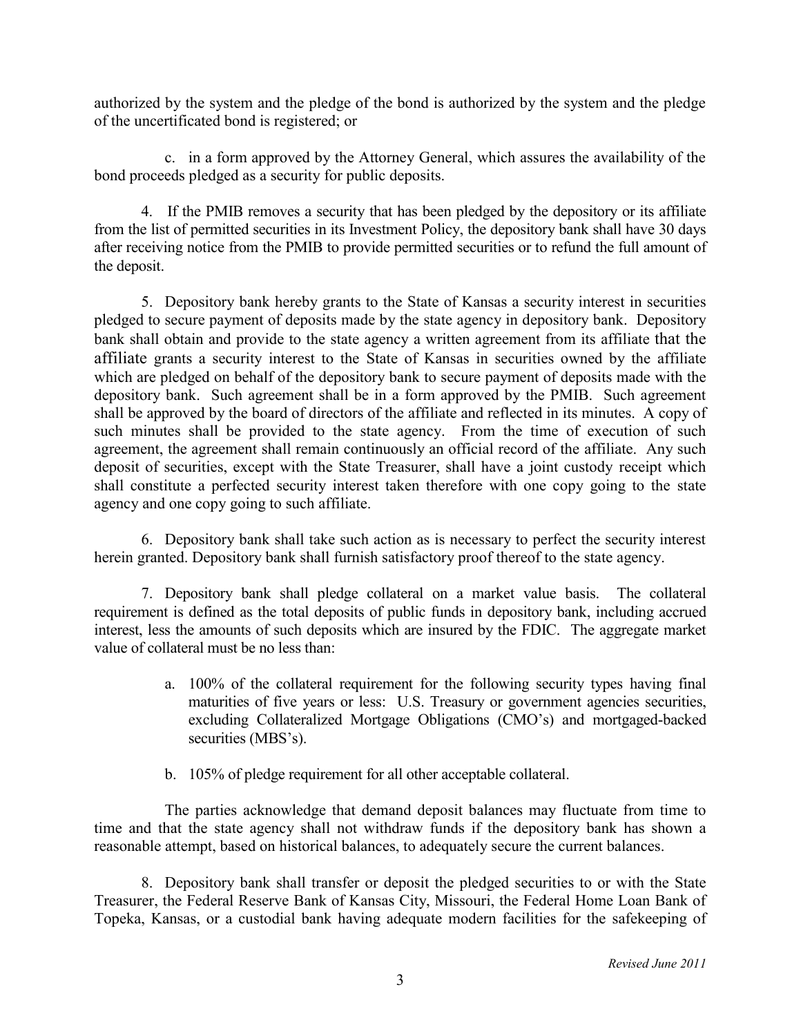authorized by the system and the pledge of the bond is authorized by the system and the pledge of the uncertificated bond is registered; or

c. in a form approved by the Attorney General, which assures the availability of the bond proceeds pledged as a security for public deposits.

4. If the PMIB removes a security that has been pledged by the depository or its affiliate from the list of permitted securities in its Investment Policy, the depository bank shall have 30 days after receiving notice from the PMIB to provide permitted securities or to refund the full amount of the deposit.

5. Depository bank hereby grants to the State of Kansas a security interest in securities pledged to secure payment of deposits made by the state agency in depository bank. Depository bank shall obtain and provide to the state agency a written agreement from its affiliate that the affiliate grants a security interest to the State of Kansas in securities owned by the affiliate which are pledged on behalf of the depository bank to secure payment of deposits made with the depository bank. Such agreement shall be in a form approved by the PMIB. Such agreement shall be approved by the board of directors of the affiliate and reflected in its minutes. A copy of such minutes shall be provided to the state agency. From the time of execution of such agreement, the agreement shall remain continuously an official record of the affiliate. Any such deposit of securities, except with the State Treasurer, shall have a joint custody receipt which shall constitute a perfected security interest taken therefore with one copy going to the state agency and one copy going to such affiliate.

6. Depository bank shall take such action as is necessary to perfect the security interest herein granted. Depository bank shall furnish satisfactory proof thereof to the state agency.

7. Depository bank shall pledge collateral on a market value basis. The collateral requirement is defined as the total deposits of public funds in depository bank, including accrued interest, less the amounts of such deposits which are insured by the FDIC. The aggregate market value of collateral must be no less than:

a. 100% of the collateral requirement for the following security types having final maturities of five years or less: U.S. Treasury or government agencies securities, excluding Collateralized Mortgage Obligations (CMO's) and mortgaged-backed securities (MBS's).

b. 105% of pledge requirement for all other acceptable collateral.

The parties acknowledge that demand deposit balances may fluctuate from time to time and that the state agency shall not withdraw funds if the depository bank has shown a reasonable attempt, based on historical balances, to adequately secure the current balances.

8. Depository bank shall transfer or deposit the pledged securities to or with the State Treasurer, the Federal Reserve Bank of Kansas City, Missouri, the Federal Home Loan Bank of Topeka, Kansas, or a custodial bank having adequate modern facilities for the safekeeping of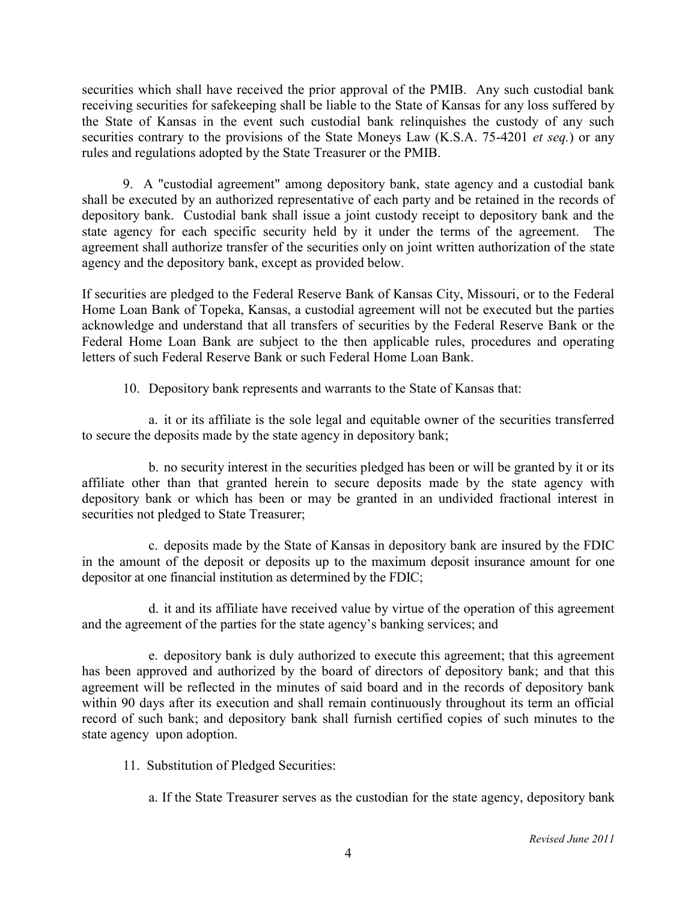securities which shall have received the prior approval of the PMIB. Any such custodial bank receiving securities for safekeeping shall be liable to the State of Kansas for any loss suffered by the State of Kansas in the event such custodial bank relinquishes the custody of any such securities contrary to the provisions of the State Moneys Law (K.S.A. 75-4201 *et seq.*) or any rules and regulations adopted by the State Treasurer or the PMIB.

9. A "custodial agreement" among depository bank, state agency and a custodial bank shall be executed by an authorized representative of each party and be retained in the records of depository bank. Custodial bank shall issue a joint custody receipt to depository bank and the state agency for each specific security held by it under the terms of the agreement. The agreement shall authorize transfer of the securities only on joint written authorization of the state agency and the depository bank, except as provided below.

If securities are pledged to the Federal Reserve Bank of Kansas City, Missouri, or to the Federal Home Loan Bank of Topeka, Kansas, a custodial agreement will not be executed but the parties acknowledge and understand that all transfers of securities by the Federal Reserve Bank or the Federal Home Loan Bank are subject to the then applicable rules, procedures and operating letters of such Federal Reserve Bank or such Federal Home Loan Bank.

10. Depository bank represents and warrants to the State of Kansas that:

a. it or its affiliate is the sole legal and equitable owner of the securities transferred to secure the deposits made by the state agency in depository bank;

b. no security interest in the securities pledged has been or will be granted by it or its affiliate other than that granted herein to secure deposits made by the state agency with depository bank or which has been or may be granted in an undivided fractional interest in securities not pledged to State Treasurer;

c. deposits made by the State of Kansas in depository bank are insured by the FDIC in the amount of the deposit or deposits up to the maximum deposit insurance amount for one depositor at one financial institution as determined by the FDIC;

d. it and its affiliate have received value by virtue of the operation of this agreement and the agreement of the parties for the state agency's banking services; and

e. depository bank is duly authorized to execute this agreement; that this agreement has been approved and authorized by the board of directors of depository bank; and that this agreement will be reflected in the minutes of said board and in the records of depository bank within 90 days after its execution and shall remain continuously throughout its term an official record of such bank; and depository bank shall furnish certified copies of such minutes to the state agency upon adoption.

11. Substitution of Pledged Securities:

a. If the State Treasurer serves as the custodian for the state agency, depository bank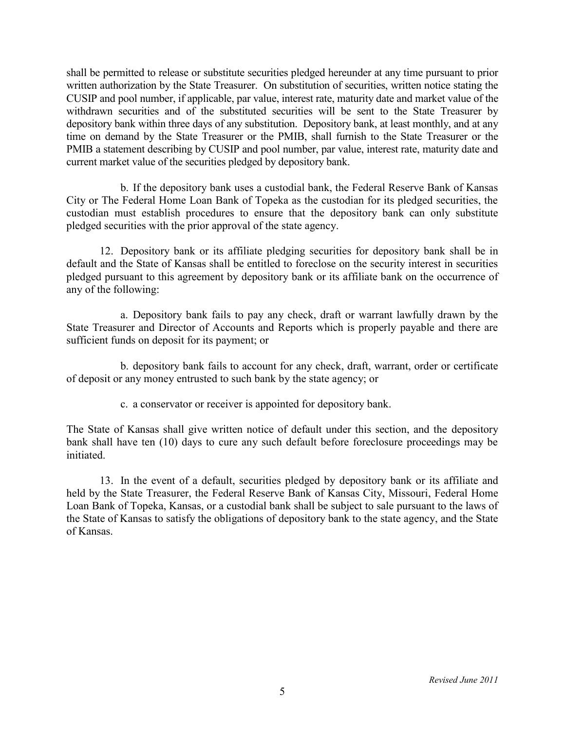shall be permitted to release or substitute securities pledged hereunder at any time pursuant to prior written authorization by the State Treasurer. On substitution of securities, written notice stating the CUSIP and pool number, if applicable, par value, interest rate, maturity date and market value of the withdrawn securities and of the substituted securities will be sent to the State Treasurer by depository bank within three days of any substitution. Depository bank, at least monthly, and at any time on demand by the State Treasurer or the PMIB, shall furnish to the State Treasurer or the PMIB a statement describing by CUSIP and pool number, par value, interest rate, maturity date and current market value of the securities pledged by depository bank.

b. If the depository bank uses a custodial bank, the Federal Reserve Bank of Kansas City or The Federal Home Loan Bank of Topeka as the custodian for its pledged securities, the custodian must establish procedures to ensure that the depository bank can only substitute pledged securities with the prior approval of the state agency.

12. Depository bank or its affiliate pledging securities for depository bank shall be in default and the State of Kansas shall be entitled to foreclose on the security interest in securities pledged pursuant to this agreement by depository bank or its affiliate bank on the occurrence of any of the following:

a. Depository bank fails to pay any check, draft or warrant lawfully drawn by the State Treasurer and Director of Accounts and Reports which is properly payable and there are sufficient funds on deposit for its payment; or

b. depository bank fails to account for any check, draft, warrant, order or certificate of deposit or any money entrusted to such bank by the state agency; or

c. a conservator or receiver is appointed for depository bank.

The State of Kansas shall give written notice of default under this section, and the depository bank shall have ten (10) days to cure any such default before foreclosure proceedings may be initiated.

13. In the event of a default, securities pledged by depository bank or its affiliate and held by the State Treasurer, the Federal Reserve Bank of Kansas City, Missouri, Federal Home Loan Bank of Topeka, Kansas, or a custodial bank shall be subject to sale pursuant to the laws of the State of Kansas to satisfy the obligations of depository bank to the state agency, and the State of Kansas.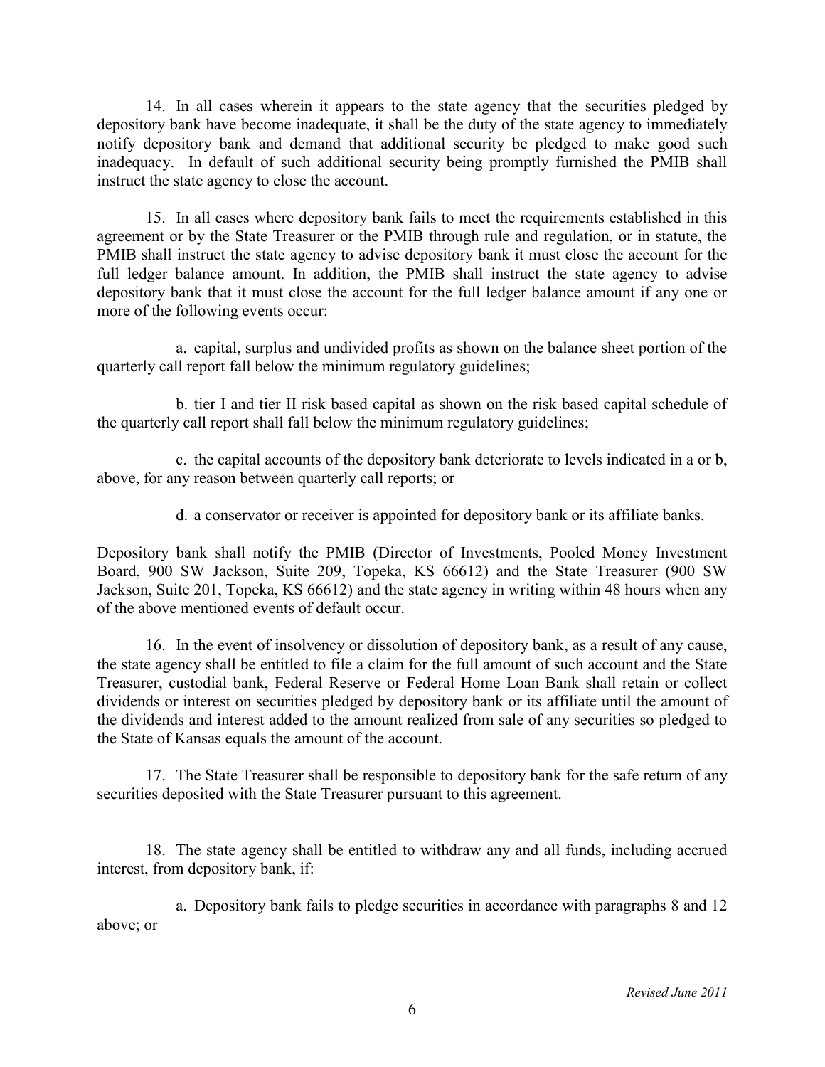14. In all cases wherein it appears to the state agency that the securities pledged by depository bank have become inadequate, it shall be the duty of the state agency to immediately notify depository bank and demand that additional security be pledged to make good such inadequacy. In default of such additional security being promptly furnished the PMIB shall instruct the state agency to close the account.

15. In all cases where depository bank fails to meet the requirements established in this agreement or by the State Treasurer or the PMIB through rule and regulation, or in statute, the PMIB shall instruct the state agency to advise depository bank it must close the account for the full ledger balance amount. In addition, the PMIB shall instruct the state agency to advise depository bank that it must close the account for the full ledger balance amount if any one or more of the following events occur:

a. capital, surplus and undivided profits as shown on the balance sheet portion of the quarterly call report fall below the minimum regulatory guidelines;

b. tier I and tier II risk based capital as shown on the risk based capital schedule of the quarterly call report shall fall below the minimum regulatory guidelines;

c. the capital accounts of the depository bank deteriorate to levels indicated in a or b, above, for any reason between quarterly call reports; or

d. a conservator or receiver is appointed for depository bank or its affiliate banks.

Depository bank shall notify the PMIB (Director of Investments, Pooled Money Investment Board, 900 SW Jackson, Suite 209, Topeka, KS 66612) and the State Treasurer (900 SW Jackson, Suite 201, Topeka, KS 66612) and the state agency in writing within 48 hours when any of the above mentioned events of default occur.

16. In the event of insolvency or dissolution of depository bank, as a result of any cause, the state agency shall be entitled to file a claim for the full amount of such account and the State Treasurer, custodial bank, Federal Reserve or Federal Home Loan Bank shall retain or collect dividends or interest on securities pledged by depository bank or its affiliate until the amount of the dividends and interest added to the amount realized from sale of any securities so pledged to the State of Kansas equals the amount of the account.

17. The State Treasurer shall be responsible to depository bank for the safe return of any securities deposited with the State Treasurer pursuant to this agreement.

18. The state agency shall be entitled to withdraw any and all funds, including accrued interest, from depository bank, if:

a. Depository bank fails to pledge securities in accordance with paragraphs 8 and 12 above; or

*Revised June 2011*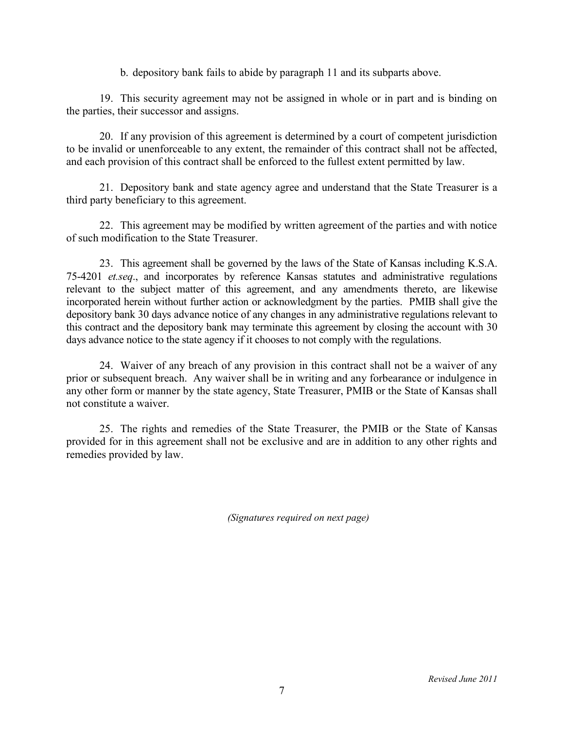b. depository bank fails to abide by paragraph 11 and its subparts above.

19. This security agreement may not be assigned in whole or in part and is binding on the parties, their successor and assigns.

20. If any provision of this agreement is determined by a court of competent jurisdiction to be invalid or unenforceable to any extent, the remainder of this contract shall not be affected, and each provision of this contract shall be enforced to the fullest extent permitted by law.

21. Depository bank and state agency agree and understand that the State Treasurer is a third party beneficiary to this agreement.

22. This agreement may be modified by written agreement of the parties and with notice of such modification to the State Treasurer.

23. This agreement shall be governed by the laws of the State of Kansas including K.S.A. 75-4201 *et.seq*., and incorporates by reference Kansas statutes and administrative regulations relevant to the subject matter of this agreement, and any amendments thereto, are likewise incorporated herein without further action or acknowledgment by the parties. PMIB shall give the depository bank 30 days advance notice of any changes in any administrative regulations relevant to this contract and the depository bank may terminate this agreement by closing the account with 30 days advance notice to the state agency if it chooses to not comply with the regulations.

24. Waiver of any breach of any provision in this contract shall not be a waiver of any prior or subsequent breach. Any waiver shall be in writing and any forbearance or indulgence in any other form or manner by the state agency, State Treasurer, PMIB or the State of Kansas shall not constitute a waiver.

25. The rights and remedies of the State Treasurer, the PMIB or the State of Kansas provided for in this agreement shall not be exclusive and are in addition to any other rights and remedies provided by law.

*(Signatures required on next page)*

*Revised June 2011*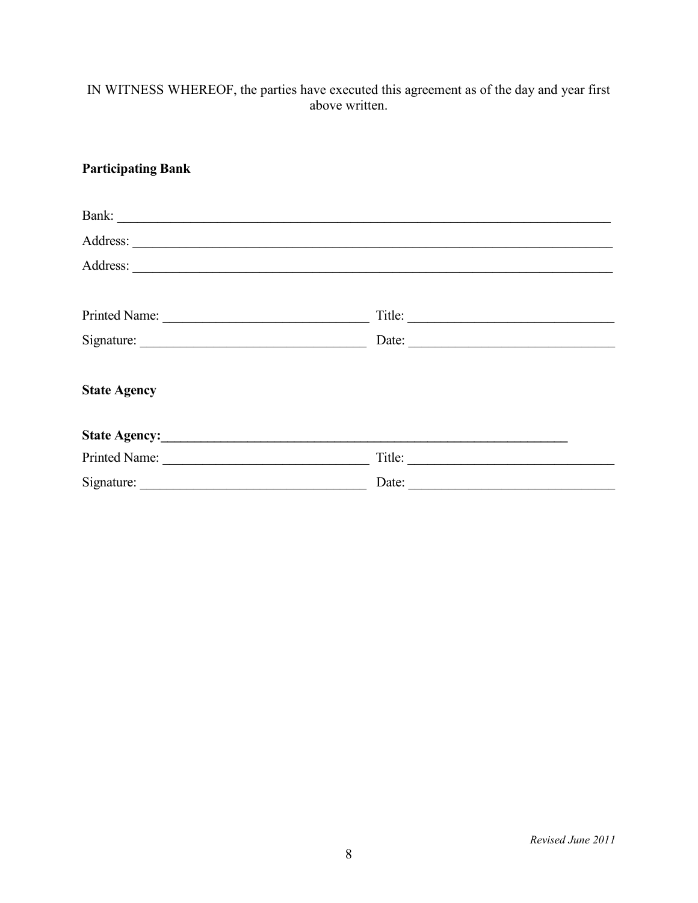IN WITNESS WHEREOF, the parties have executed this agreement as of the day and year first above written.

**Participating Bank**

Bank: ______________________________________________________________________________

Address: ____________________________________________________________________________

Address: ____________________________________________________________________________

Printed Name: ______________________________ Title: ______________________________

Signature: __________________________________ Date: ______________________________

**State Agency**

**State Agency:**______________________________________________________________

Printed Name: ______________________________ Title: ______________________________

Signature: __________________________________ Date: ______________________________

*Revised June 2011*